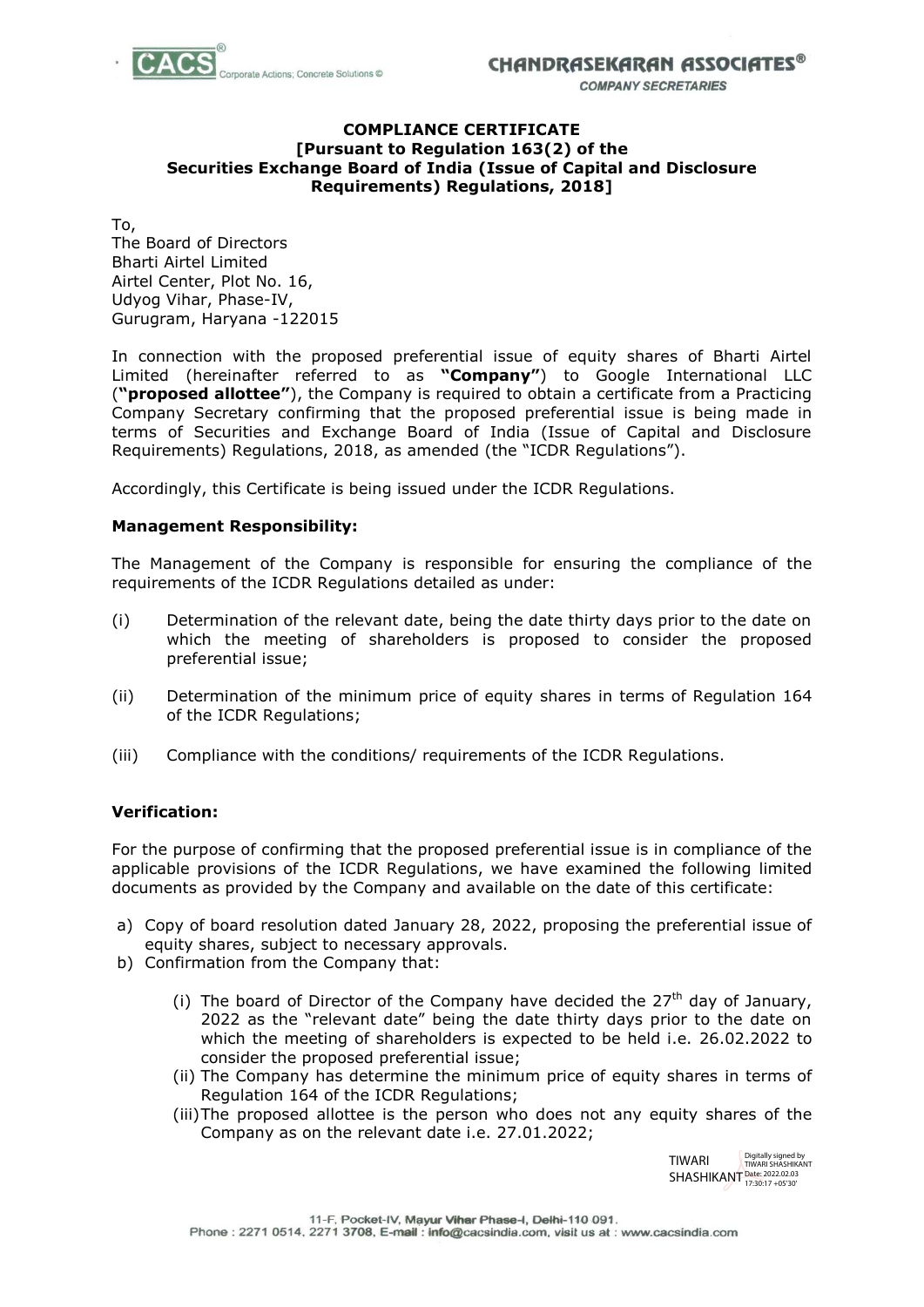**COMPLIANCE CERTIFICATE**
**[Pursuant to Regulation 163(2) of the Securities Exchange Board of India (Issue of Capital and Disclosure Requirements) Regulations, 2018]**

To,
The Board of Directors
Bharti Airtel Limited
Airtel Center, Plot No. 16,
Udyog Vihar, Phase-IV,
Gurugram, Haryana -122015

In connection with the proposed preferential issue of equity shares of Bharti Airtel Limited (hereinafter referred to as **"Company"**) to Google International LLC (**"proposed allottee"**), the Company is required to obtain a certificate from a Practicing Company Secretary confirming that the proposed preferential issue is being made in terms of Securities and Exchange Board of India (Issue of Capital and Disclosure Requirements) Regulations, 2018, as amended (the "ICDR Regulations").

Accordingly, this Certificate is being issued under the ICDR Regulations.

**Management Responsibility:**

The Management of the Company is responsible for ensuring the compliance of the requirements of the ICDR Regulations detailed as under:

(i) Determination of the relevant date, being the date thirty days prior to the date on which the meeting of shareholders is proposed to consider the proposed preferential issue;

(ii) Determination of the minimum price of equity shares in terms of Regulation 164 of the ICDR Regulations;

(iii) Compliance with the conditions/ requirements of the ICDR Regulations.

**Verification:**

For the purpose of confirming that the proposed preferential issue is in compliance of the applicable provisions of the ICDR Regulations, we have examined the following limited documents as provided by the Company and available on the date of this certificate:

a) Copy of board resolution dated January 28, 2022, proposing the preferential issue of equity shares, subject to necessary approvals.
b) Confirmation from the Company that:
   (i) The board of Director of the Company have decided the 27th day of January, 2022 as the "relevant date" being the date thirty days prior to the date on which the meeting of shareholders is expected to be held i.e. 26.02.2022 to consider the proposed preferential issue;
   (ii) The Company has determine the minimum price of equity shares in terms of Regulation 164 of the ICDR Regulations;
   (iii) The proposed allottee is the person who does not any equity shares of the Company as on the relevant date i.e. 27.01.2022;

TIWARI SHASHIKANT
Digitally signed by TIWARI SHASHIKANT
Date: 2022.02.03 17:30:17 +05'30'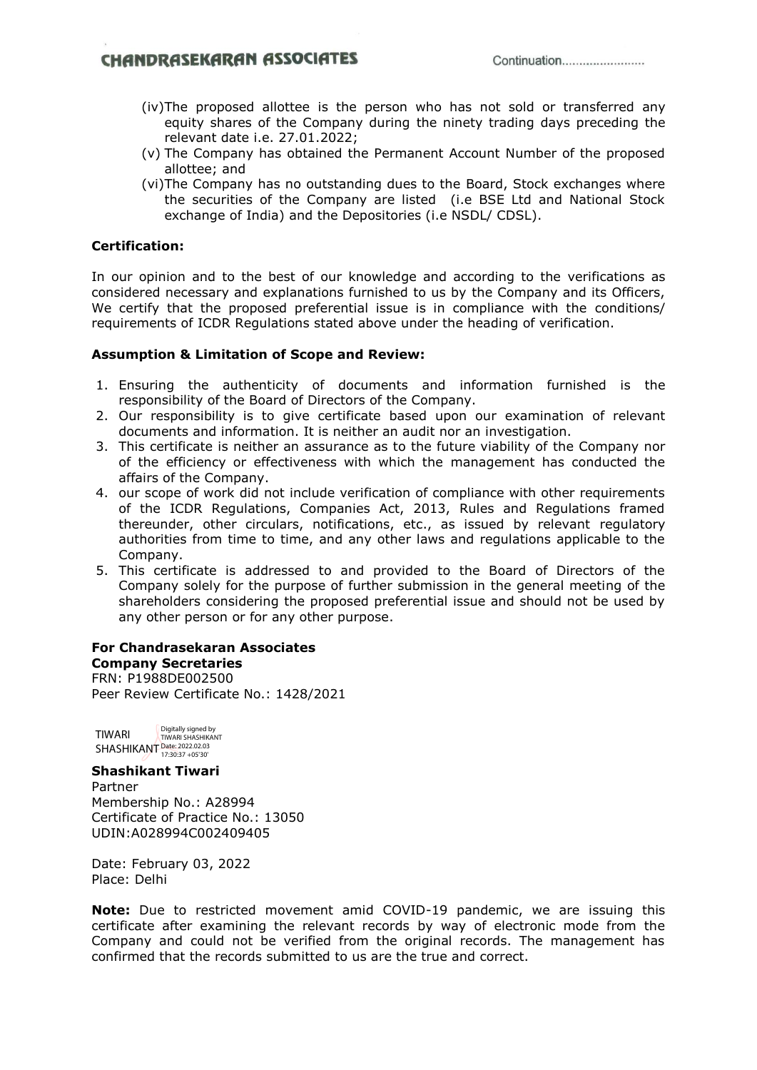(iv) The proposed allottee is the person who has not sold or transferred any equity shares of the Company during the ninety trading days preceding the relevant date i.e. 27.01.2022;

(v) The Company has obtained the Permanent Account Number of the proposed allottee; and

(vi) The Company has no outstanding dues to the Board, Stock exchanges where the securities of the Company are listed (i.e BSE Ltd and National Stock exchange of India) and the Depositories (i.e NSDL/ CDSL).

**Certification:**

In our opinion and to the best of our knowledge and according to the verifications as considered necessary and explanations furnished to us by the Company and its Officers, We certify that the proposed preferential issue is in compliance with the conditions/ requirements of ICDR Regulations stated above under the heading of verification.

**Assumption & Limitation of Scope and Review:**

1. Ensuring the authenticity of documents and information furnished is the responsibility of the Board of Directors of the Company.
2. Our responsibility is to give certificate based upon our examination of relevant documents and information. It is neither an audit nor an investigation.
3. This certificate is neither an assurance as to the future viability of the Company nor of the efficiency or effectiveness with which the management has conducted the affairs of the Company.
4. our scope of work did not include verification of compliance with other requirements of the ICDR Regulations, Companies Act, 2013, Rules and Regulations framed thereunder, other circulars, notifications, etc., as issued by relevant regulatory authorities from time to time, and any other laws and regulations applicable to the Company.
5. This certificate is addressed to and provided to the Board of Directors of the Company solely for the purpose of further submission in the general meeting of the shareholders considering the proposed preferential issue and should not be used by any other person or for any other purpose.

**For Chandrasekaran Associates**
**Company Secretaries**
FRN: P1988DE002500
Peer Review Certificate No.: 1428/2021

TIWARI SHASHIKANT
Digitally signed by TIWARI SHASHIKANT
Date: 2022.02.03 17:30:37 +05'30'

**Shashikant Tiwari**
Partner
Membership No.: A28994
Certificate of Practice No.: 13050
UDIN:A028994C002409405

Date: February 03, 2022
Place: Delhi

**Note:** Due to restricted movement amid COVID-19 pandemic, we are issuing this certificate after examining the relevant records by way of electronic mode from the Company and could not be verified from the original records. The management has confirmed that the records submitted to us are the true and correct.